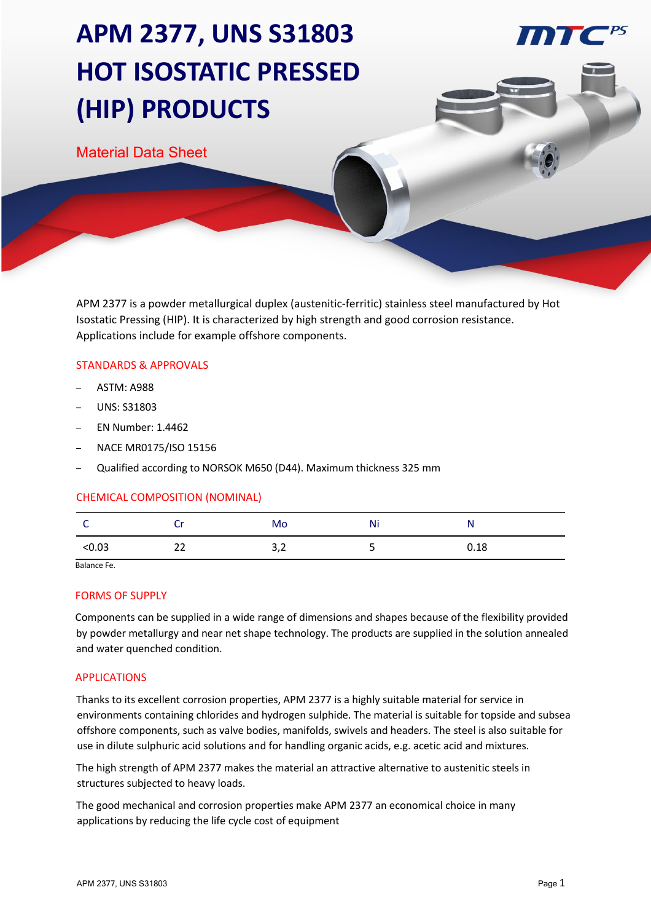# APM 2377, UNS S31803 HOT ISOSTATIC PRESSED (HIP) PRODUCTS

## Material Data Sheet

APM 2377 is a powder metallurgical duplex (austenitic-ferritic) stainless steel manufactured by Hot Isostatic Pressing (HIP). It is characterized by high strength and good corrosion resistance. Applications include for example offshore components.

### STANDARDS & APPROVALS

- ASTM: A988
- UNS: S31803
- EN Number: 1.4462
- NACE MR0175/ISO 15156
- Qualified according to NORSOK M650 (D44). Maximum thickness 325 mm

### CHEMICAL COMPOSITION (NOMINAL)

| C | Cr | Mo | Ni | N |
|---|---|---|---|---|
| <0.03 | 22 | 3,2 | 5 | 0.18 |

Balance Fe.

### FORMS OF SUPPLY

Components can be supplied in a wide range of dimensions and shapes because of the flexibility provided by powder metallurgy and near net shape technology. The products are supplied in the solution annealed and water quenched condition.

### APPLICATIONS

Thanks to its excellent corrosion properties, APM 2377 is a highly suitable material for service in environments containing chlorides and hydrogen sulphide. The material is suitable for topside and subsea offshore components, such as valve bodies, manifolds, swivels and headers. The steel is also suitable for use in dilute sulphuric acid solutions and for handling organic acids, e.g. acetic acid and mixtures.

The high strength of APM 2377 makes the material an attractive alternative to austenitic steels in structures subjected to heavy loads.

The good mechanical and corrosion properties make APM 2377 an economical choice in many applications by reducing the life cycle cost of equipment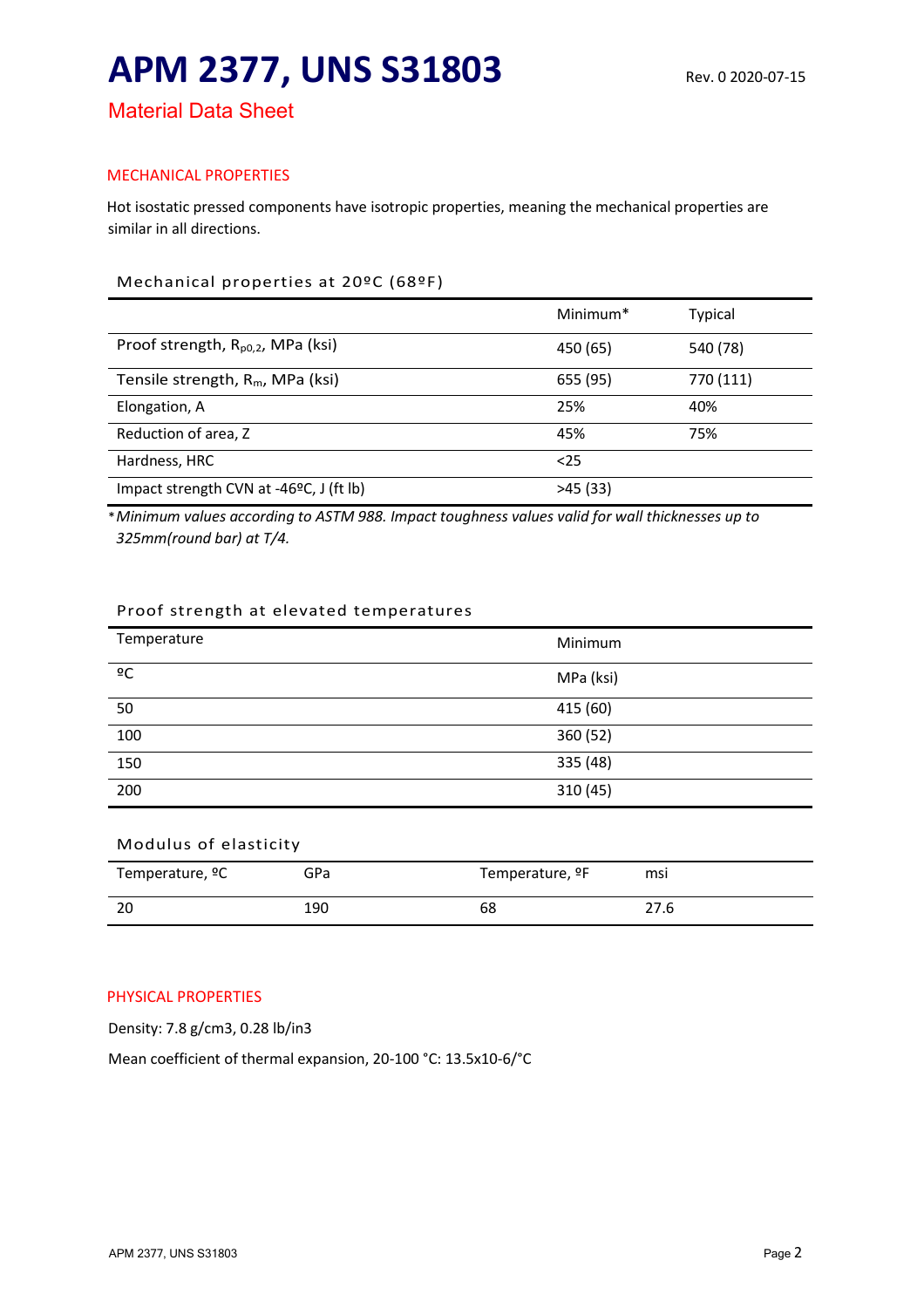# APM 2377, UNS S31803

Rev. 0 2020-07-15

## Material Data Sheet

### MECHANICAL PROPERTIES

Hot isostatic pressed components have isotropic properties, meaning the mechanical properties are similar in all directions.

#### Mechanical properties at 20ºC (68ºF)

| | Minimum* | Typical |
|---|---|---|
| Proof strength, $R_{p0,2}$, MPa (ksi) | 450 (65) | 540 (78) |
| Tensile strength, $R_m$, MPa (ksi) | 655 (95) | 770 (111) |
| Elongation, A | 25% | 40% |
| Reduction of area, Z | 45% | 75% |
| Hardness, HRC | <25 | |
| Impact strength CVN at -46ºC, J (ft lb) | >45 (33) | |

**Minimum values according to ASTM 988. Impact toughness values valid for wall thicknesses up to 325mm(round bar) at T/4.*

#### Proof strength at elevated temperatures

| Temperature | Minimum |
|---|---|
| ºC | MPa (ksi) |
| 50 | 415 (60) |
| 100 | 360 (52) |
| 150 | 335 (48) |
| 200 | 310 (45) |

#### Modulus of elasticity

| Temperature, ºC | GPa | Temperature, ºF | msi |
|---|---|---|---|
| 20 | 190 | 68 | 27.6 |

### PHYSICAL PROPERTIES

Density: 7.8 g/cm3, 0.28 lb/in3

Mean coefficient of thermal expansion, 20-100 °C: 13.5x10-6/°C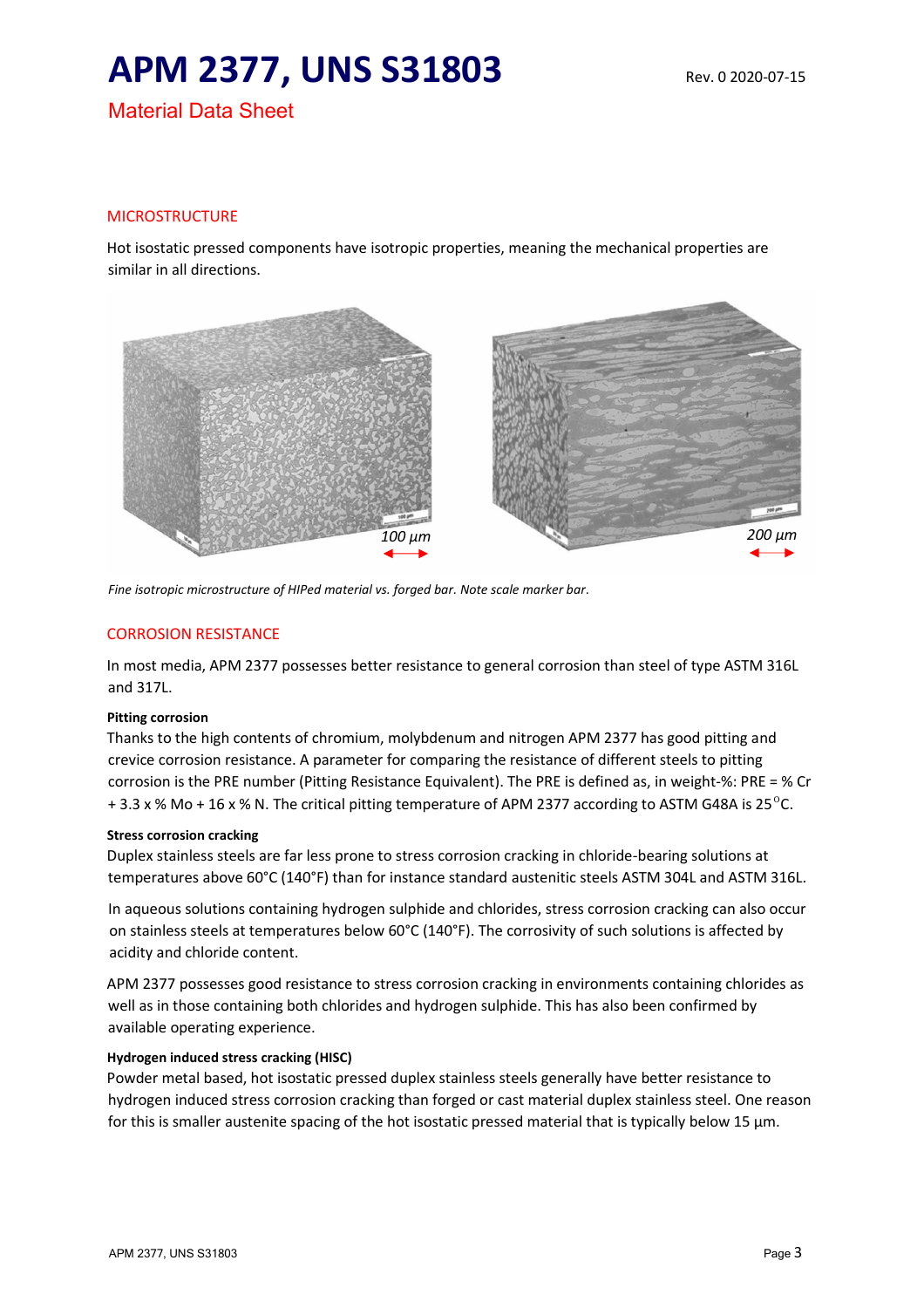# APM 2377, UNS S31803

Rev. 0 2020-07-15

## Material Data Sheet

### MICROSTRUCTURE

Hot isostatic pressed components have isotropic properties, meaning the mechanical properties are similar in all directions.

100 µm

200 µm

*Fine isotropic microstructure of HIPed material vs. forged bar. Note scale marker bar.*

### CORROSION RESISTANCE

In most media, APM 2377 possesses better resistance to general corrosion than steel of type ASTM 316L and 317L.

#### Pitting corrosion

Thanks to the high contents of chromium, molybdenum and nitrogen APM 2377 has good pitting and crevice corrosion resistance. A parameter for comparing the resistance of different steels to pitting corrosion is the PRE number (Pitting Resistance Equivalent). The PRE is defined as, in weight-%: PRE = % Cr + 3.3 x % Mo + 16 x % N. The critical pitting temperature of APM 2377 according to ASTM G48A is 25°C.

#### Stress corrosion cracking

Duplex stainless steels are far less prone to stress corrosion cracking in chloride-bearing solutions at temperatures above 60°C (140°F) than for instance standard austenitic steels ASTM 304L and ASTM 316L.

In aqueous solutions containing hydrogen sulphide and chlorides, stress corrosion cracking can also occur on stainless steels at temperatures below 60°C (140°F). The corrosivity of such solutions is affected by acidity and chloride content.

APM 2377 possesses good resistance to stress corrosion cracking in environments containing chlorides as well as in those containing both chlorides and hydrogen sulphide. This has also been confirmed by available operating experience.

#### Hydrogen induced stress cracking (HISC)

Powder metal based, hot isostatic pressed duplex stainless steels generally have better resistance to hydrogen induced stress corrosion cracking than forged or cast material duplex stainless steel. One reason for this is smaller austenite spacing of the hot isostatic pressed material that is typically below 15 µm.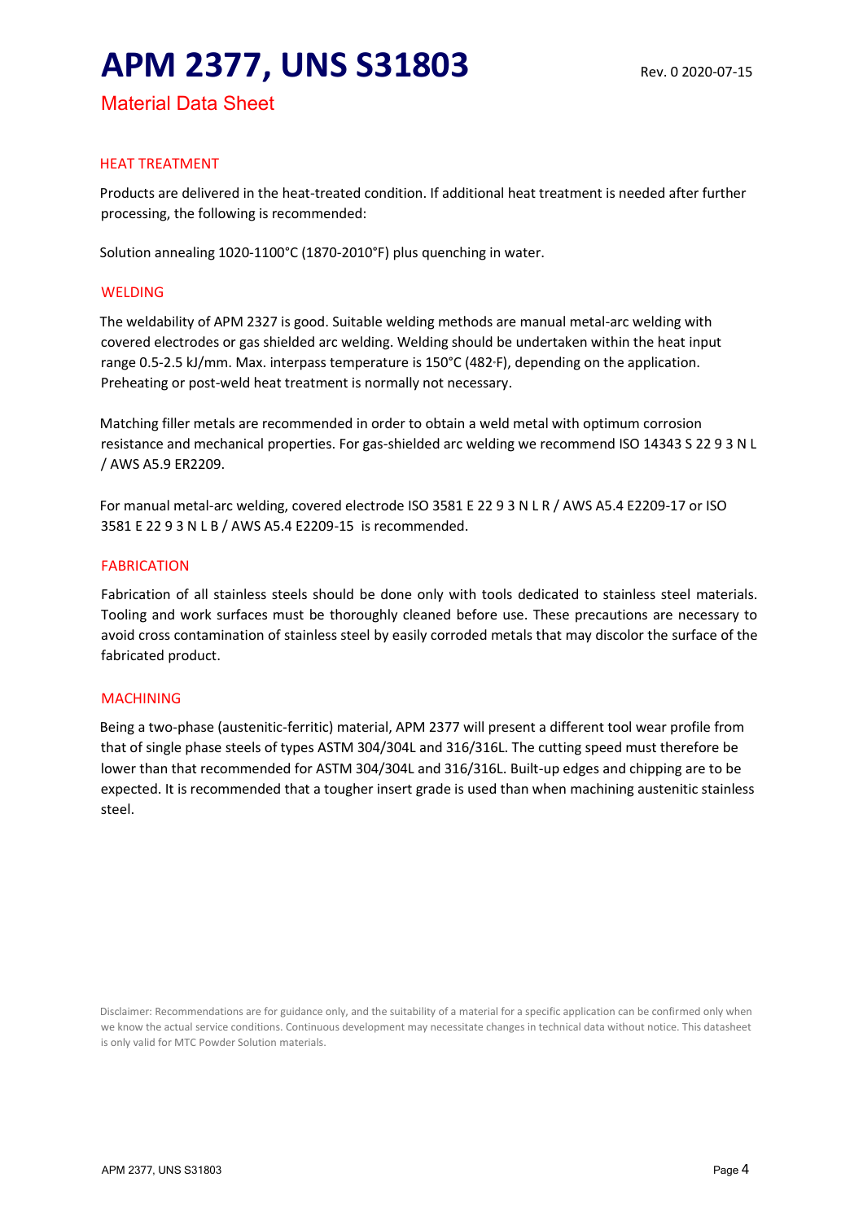# APM 2377, UNS S31803

Material Data Sheet

Rev. 0 2020-07-15

## HEAT TREATMENT

Products are delivered in the heat-treated condition. If additional heat treatment is needed after further processing, the following is recommended:

Solution annealing 1020-1100°C (1870-2010°F) plus quenching in water.

## WELDING

The weldability of APM 2327 is good. Suitable welding methods are manual metal-arc welding with covered electrodes or gas shielded arc welding. Welding should be undertaken within the heat input range 0.5-2.5 kJ/mm. Max. interpass temperature is 150°C (482·F), depending on the application. Preheating or post-weld heat treatment is normally not necessary.

Matching filler metals are recommended in order to obtain a weld metal with optimum corrosion resistance and mechanical properties. For gas-shielded arc welding we recommend ISO 14343 S 22 9 3 N L / AWS A5.9 ER2209.

For manual metal-arc welding, covered electrode ISO 3581 E 22 9 3 N L R / AWS A5.4 E2209-17 or ISO 3581 E 22 9 3 N L B / AWS A5.4 E2209-15 is recommended.

## FABRICATION

Fabrication of all stainless steels should be done only with tools dedicated to stainless steel materials. Tooling and work surfaces must be thoroughly cleaned before use. These precautions are necessary to avoid cross contamination of stainless steel by easily corroded metals that may discolor the surface of the fabricated product.

## MACHINING

Being a two-phase (austenitic-ferritic) material, APM 2377 will present a different tool wear profile from that of single phase steels of types ASTM 304/304L and 316/316L. The cutting speed must therefore be lower than that recommended for ASTM 304/304L and 316/316L. Built-up edges and chipping are to be expected. It is recommended that a tougher insert grade is used than when machining austenitic stainless steel.

Disclaimer: Recommendations are for guidance only, and the suitability of a material for a specific application can be confirmed only when we know the actual service conditions. Continuous development may necessitate changes in technical data without notice. This datasheet is only valid for MTC Powder Solution materials.